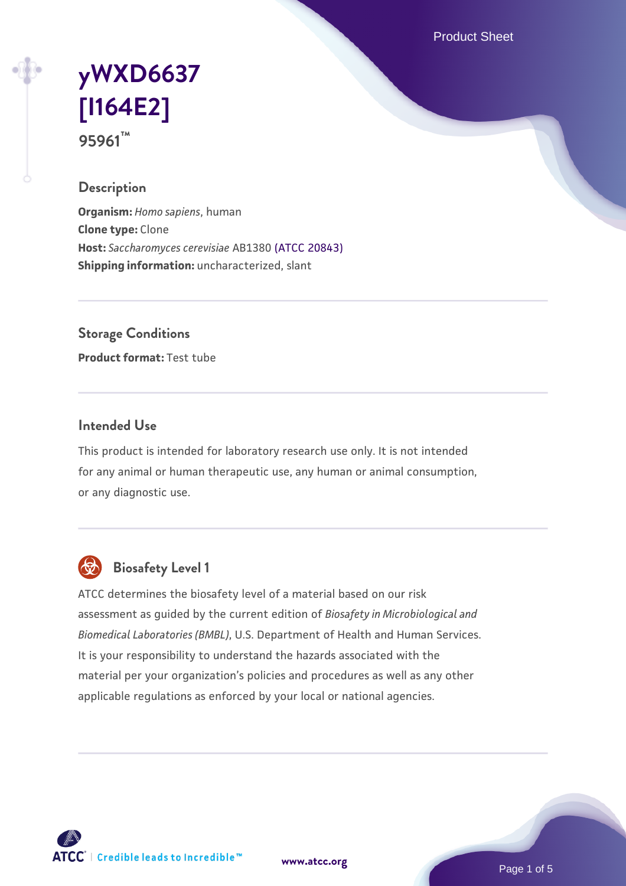# yWXD6637 [I164E2]

**95961™**

## Description

**Organism:** *Homo sapiens*, human
**Clone type:** Clone
**Host:** *Saccharomyces cerevisiae* AB1380 (ATCC 20843)
**Shipping information:** uncharacterized, slant

## Storage Conditions

**Product format:** Test tube

## Intended Use

This product is intended for laboratory research use only. It is not intended for any animal or human therapeutic use, any human or animal consumption, or any diagnostic use.

## Biosafety Level 1

ATCC determines the biosafety level of a material based on our risk assessment as guided by the current edition of *Biosafety in Microbiological and Biomedical Laboratories (BMBL)*, U.S. Department of Health and Human Services. It is your responsibility to understand the hazards associated with the material per your organization's policies and procedures as well as any other applicable regulations as enforced by your local or national agencies.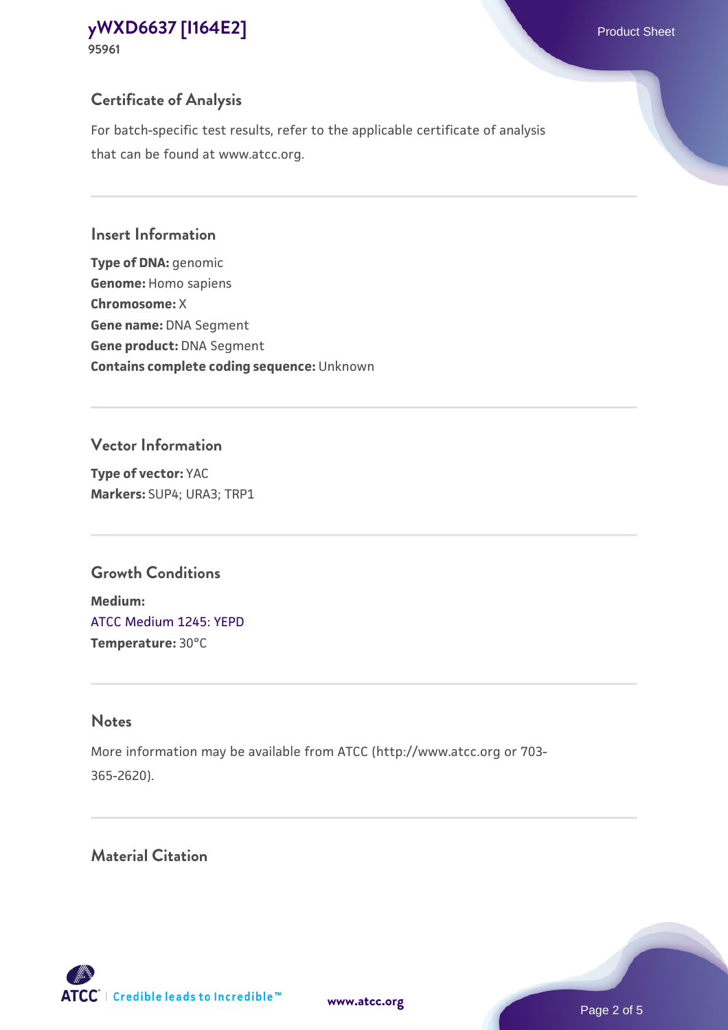## Certificate of Analysis

For batch-specific test results, refer to the applicable certificate of analysis that can be found at www.atcc.org.

## Insert Information

**Type of DNA:** genomic
**Genome:** Homo sapiens
**Chromosome:** X
**Gene name:** DNA Segment
**Gene product:** DNA Segment
**Contains complete coding sequence:** Unknown

## Vector Information

**Type of vector:** YAC
**Markers:** SUP4; URA3; TRP1

## Growth Conditions

**Medium:**
ATCC Medium 1245: YEPD
**Temperature:** 30°C

## Notes

More information may be available from ATCC (http://www.atcc.org or 703-365-2620).

## Material Citation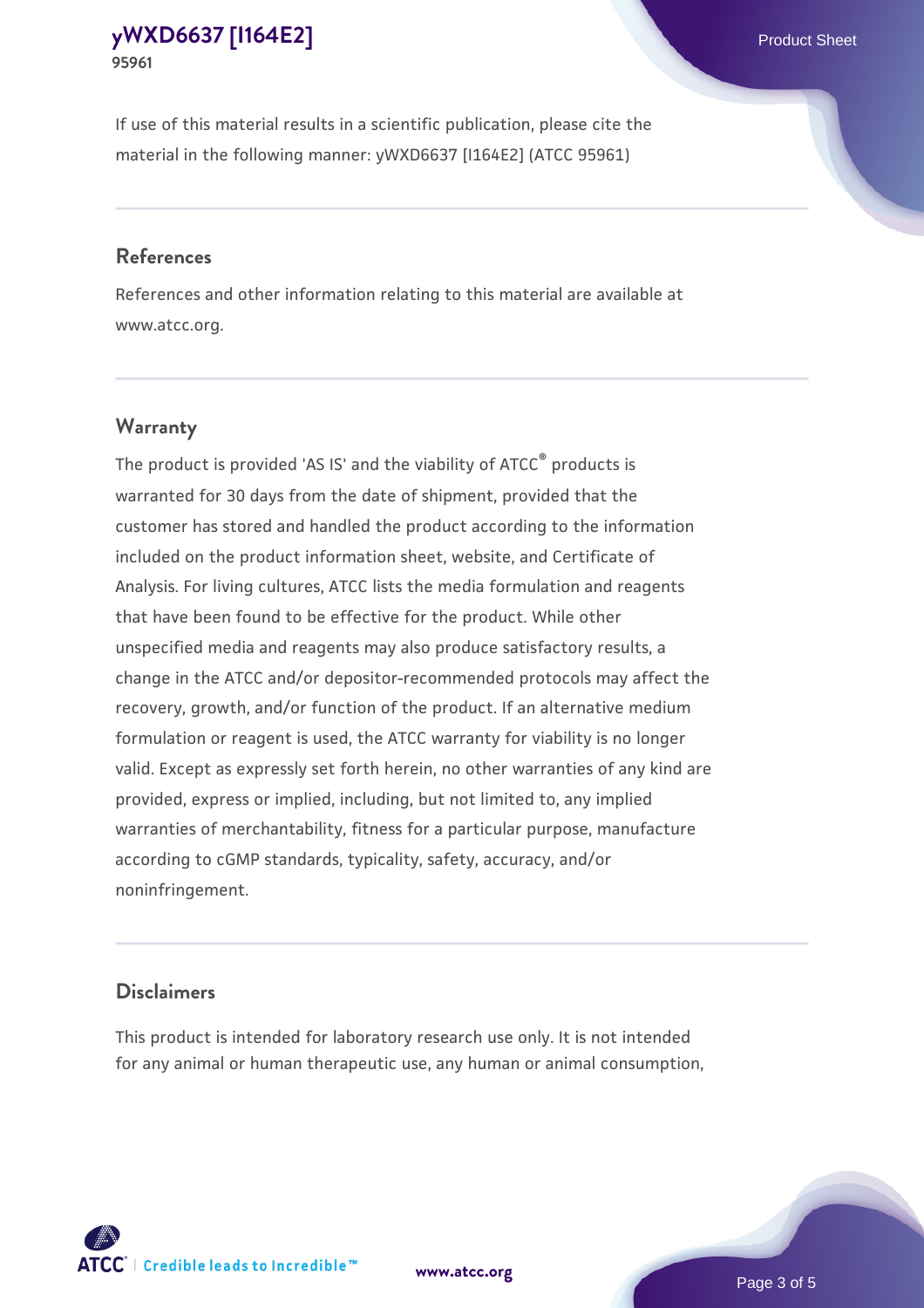If use of this material results in a scientific publication, please cite the material in the following manner: yWXD6637 [I164E2] (ATCC 95961)

## References

References and other information relating to this material are available at www.atcc.org.

## Warranty

The product is provided 'AS IS' and the viability of ATCC® products is warranted for 30 days from the date of shipment, provided that the customer has stored and handled the product according to the information included on the product information sheet, website, and Certificate of Analysis. For living cultures, ATCC lists the media formulation and reagents that have been found to be effective for the product. While other unspecified media and reagents may also produce satisfactory results, a change in the ATCC and/or depositor-recommended protocols may affect the recovery, growth, and/or function of the product. If an alternative medium formulation or reagent is used, the ATCC warranty for viability is no longer valid. Except as expressly set forth herein, no other warranties of any kind are provided, express or implied, including, but not limited to, any implied warranties of merchantability, fitness for a particular purpose, manufacture according to cGMP standards, typicality, safety, accuracy, and/or noninfringement.

## Disclaimers

This product is intended for laboratory research use only. It is not intended for any animal or human therapeutic use, any human or animal consumption,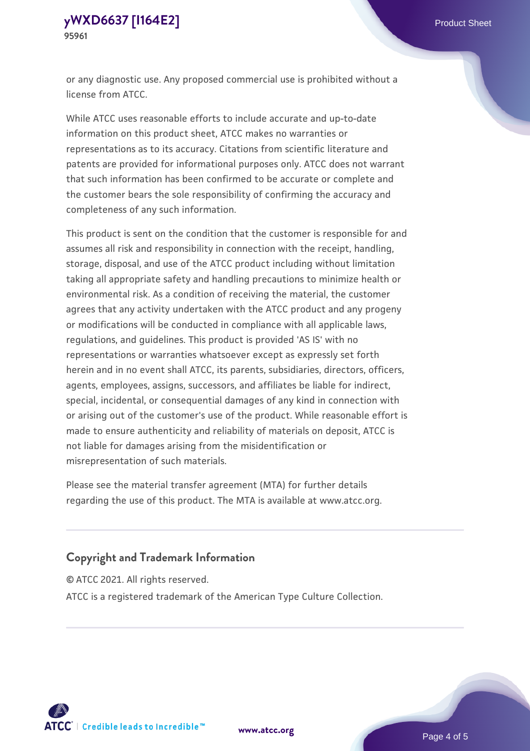or any diagnostic use. Any proposed commercial use is prohibited without a license from ATCC.

While ATCC uses reasonable efforts to include accurate and up-to-date information on this product sheet, ATCC makes no warranties or representations as to its accuracy. Citations from scientific literature and patents are provided for informational purposes only. ATCC does not warrant that such information has been confirmed to be accurate or complete and the customer bears the sole responsibility of confirming the accuracy and completeness of any such information.

This product is sent on the condition that the customer is responsible for and assumes all risk and responsibility in connection with the receipt, handling, storage, disposal, and use of the ATCC product including without limitation taking all appropriate safety and handling precautions to minimize health or environmental risk. As a condition of receiving the material, the customer agrees that any activity undertaken with the ATCC product and any progeny or modifications will be conducted in compliance with all applicable laws, regulations, and guidelines. This product is provided 'AS IS' with no representations or warranties whatsoever except as expressly set forth herein and in no event shall ATCC, its parents, subsidiaries, directors, officers, agents, employees, assigns, successors, and affiliates be liable for indirect, special, incidental, or consequential damages of any kind in connection with or arising out of the customer's use of the product. While reasonable effort is made to ensure authenticity and reliability of materials on deposit, ATCC is not liable for damages arising from the misidentification or misrepresentation of such materials.

Please see the material transfer agreement (MTA) for further details regarding the use of this product. The MTA is available at www.atcc.org.

## Copyright and Trademark Information

© ATCC 2021. All rights reserved.

ATCC is a registered trademark of the American Type Culture Collection.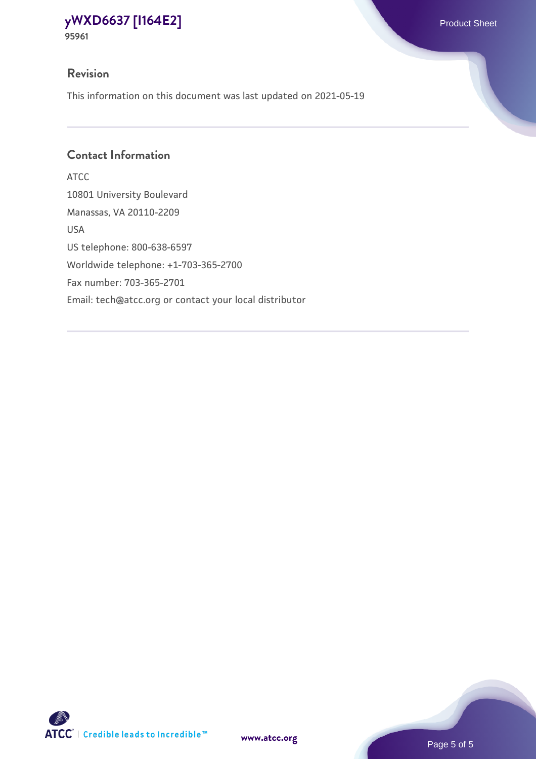## Revision

This information on this document was last updated on 2021-05-19

## Contact Information

ATCC
10801 University Boulevard
Manassas, VA 20110-2209
USA
US telephone: 800-638-6597
Worldwide telephone: +1-703-365-2700
Fax number: 703-365-2701
Email: tech@atcc.org or contact your local distributor